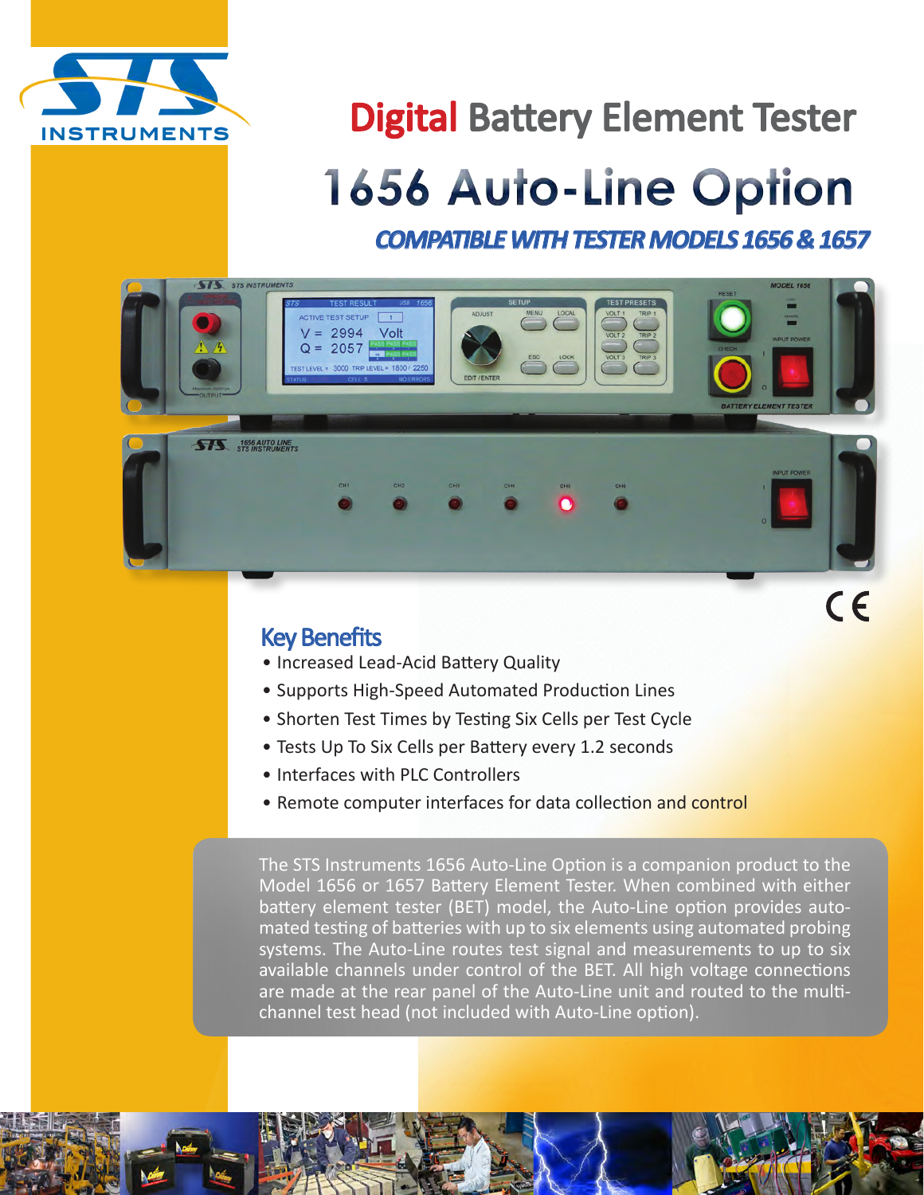# Digital Battery Element Tester

# 1656 Auto-Line Option

## *COMPATIBLE WITH TESTER MODELS 1656 & 1657*

## Key Benefits

- Increased Lead-Acid Battery Quality
- Supports High-Speed Automated Production Lines
- Shorten Test Times by Testing Six Cells per Test Cycle
- Tests Up To Six Cells per Battery every 1.2 seconds
- Interfaces with PLC Controllers
- Remote computer interfaces for data collection and control

The STS Instruments 1656 Auto-Line Option is a companion product to the Model 1656 or 1657 Battery Element Tester. When combined with either battery element tester (BET) model, the Auto-Line option provides automated testing of batteries with up to six elements using automated probing systems. The Auto-Line routes test signal and measurements to up to six available channels under control of the BET. All high voltage connections are made at the rear panel of the Auto-Line unit and routed to the multi-channel test head (not included with Auto-Line option).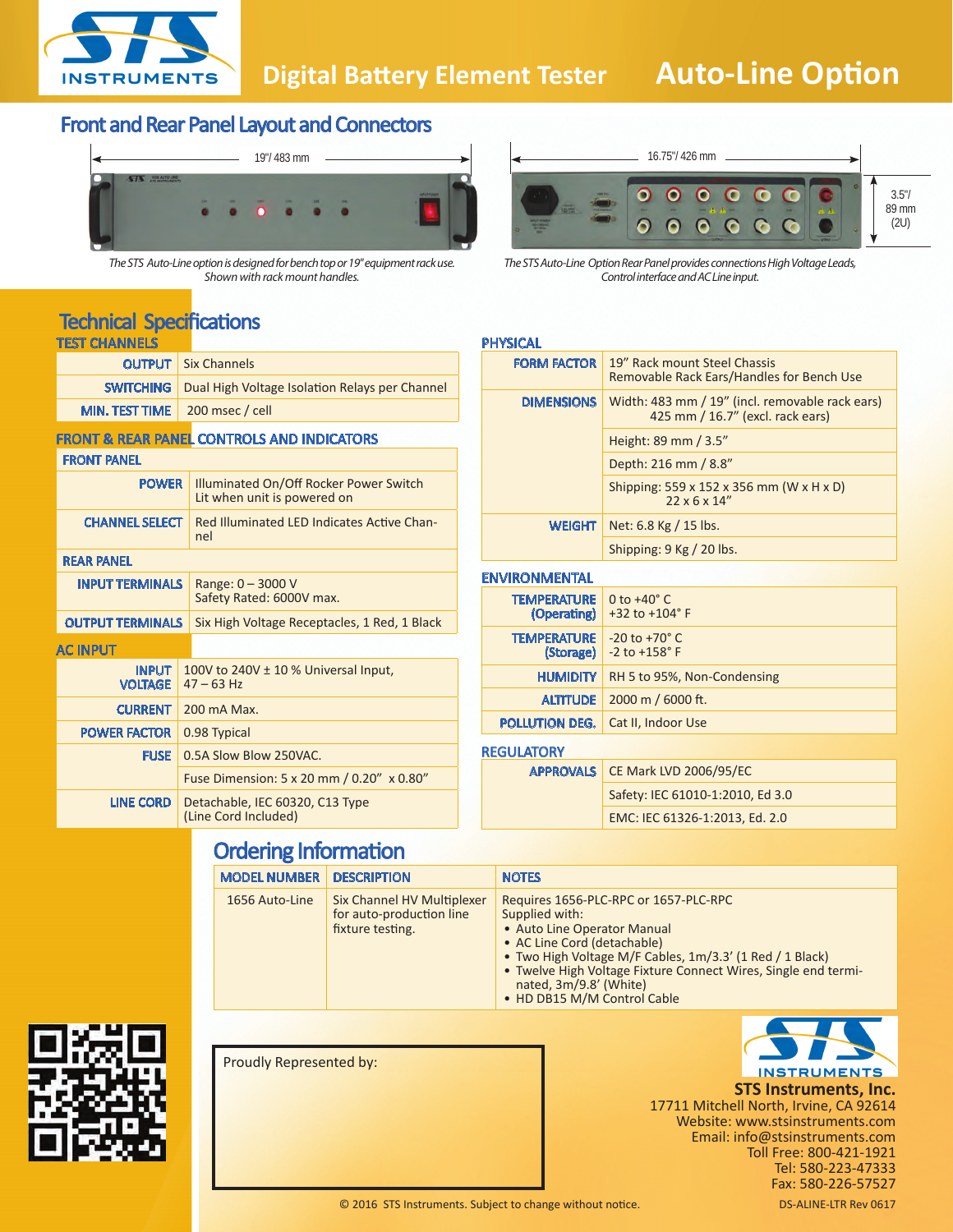# Digital Battery Element Tester — Auto-Line Option

## Front and Rear Panel Layout and Connectors

19"/ 483 mm

*The STS Auto-Line option is designed for bench top or 19" equipment rack use. Shown with rack mount handles.*

16.75"/ 426 mm

3.5"/ 89 mm (2U)

*The STS Auto-Line Option Rear Panel provides connections High Voltage Leads, Control interface and AC Line input.*

## Technical Specifications

### TEST CHANNELS

| | |
|---|---|
| OUTPUT | Six Channels |
| SWITCHING | Dual High Voltage Isolation Relays per Channel |
| MIN. TEST TIME | 200 msec / cell |

### FRONT & REAR PANEL CONTROLS AND INDICATORS

| | |
|---|---|
| **FRONT PANEL** | |
| POWER | Illuminated On/Off Rocker Power Switch<br>Lit when unit is powered on |
| CHANNEL SELECT | Red Illuminated LED Indicates Active Channel |
| **REAR PANEL** | |
| INPUT TERMINALS | Range: 0 – 3000 V<br>Safety Rated: 6000V max. |
| OUTPUT TERMINALS | Six High Voltage Receptacles, 1 Red, 1 Black |

### AC INPUT

| | |
|---|---|
| INPUT VOLTAGE | 100V to 240V ± 10 % Universal Input,<br>47 – 63 Hz |
| CURRENT | 200 mA Max. |
| POWER FACTOR | 0.98 Typical |
| FUSE | 0.5A Slow Blow 250VAC. |
| | Fuse Dimension: 5 x 20 mm / 0.20" x 0.80" |
| LINE CORD | Detachable, IEC 60320, C13 Type<br>(Line Cord Included) |

### PHYSICAL

| | |
|---|---|
| FORM FACTOR | 19" Rack mount Steel Chassis<br>Removable Rack Ears/Handles for Bench Use |
| DIMENSIONS | Width: 483 mm / 19" (incl. removable rack ears)<br>425 mm / 16.7" (excl. rack ears) |
| | Height: 89 mm / 3.5" |
| | Depth: 216 mm / 8.8" |
| | Shipping: 559 x 152 x 356 mm (W x H x D)<br>22 x 6 x 14" |
| WEIGHT | Net: 6.8 Kg / 15 lbs. |
| | Shipping: 9 Kg / 20 lbs. |

### ENVIRONMENTAL

| | |
|---|---|
| TEMPERATURE (Operating) | 0 to +40° C<br>+32 to +104° F |
| TEMPERATURE (Storage) | -20 to +70° C<br>-2 to +158° F |
| HUMIDITY | RH 5 to 95%, Non-Condensing |
| ALTITUDE | 2000 m / 6000 ft. |
| POLLUTION DEG. | Cat II, Indoor Use |

### REGULATORY

| | |
|---|---|
| APPROVALS | CE Mark LVD 2006/95/EC |
| | Safety: IEC 61010-1:2010, Ed 3.0 |
| | EMC: IEC 61326-1:2013, Ed. 2.0 |

## Ordering Information

| MODEL NUMBER | DESCRIPTION | NOTES |
|---|---|---|
| 1656 Auto-Line | Six Channel HV Multiplexer for auto-production line fixture testing. | Requires 1656-PLC-RPC or 1657-PLC-RPC<br>Supplied with:<br>• Auto Line Operator Manual<br>• AC Line Cord (detachable)<br>• Two High Voltage M/F Cables, 1m/3.3' (1 Red / 1 Black)<br>• Twelve High Voltage Fixture Connect Wires, Single end terminated, 3m/9.8' (White)<br>• HD DB15 M/M Control Cable |

Proudly Represented by:

**STS Instruments, Inc.**
17711 Mitchell North, Irvine, CA 92614
Website: www.stsinstruments.com
Email: info@stsinstruments.com
Toll Free: 800-421-1921
Tel: 580-223-47333
Fax: 580-226-57527

© 2016 STS Instruments. Subject to change without notice.

DS-ALINE-LTR Rev 0617